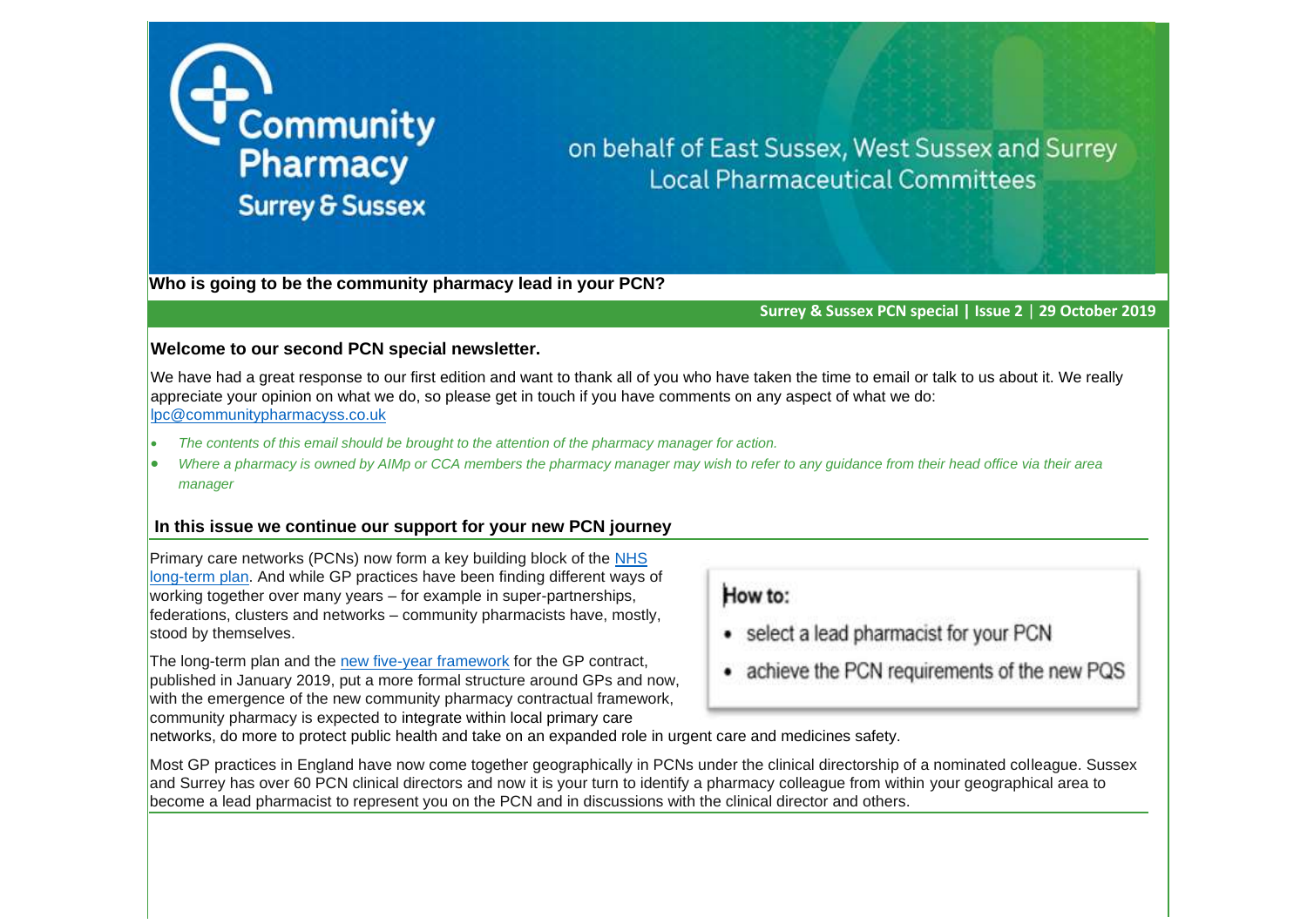Community Pharmacy Surrey & Sussex

on behalf of East Sussex, West Sussex and Surrey Local Pharmaceutical Committees

## Who is going to be the community pharmacy lead in your PCN?

**Surrey & Sussex PCN special | Issue 2 | 29 October 2019**

### Welcome to our second PCN special newsletter.

We have had a great response to our first edition and want to thank all of you who have taken the time to email or talk to us about it. We really appreciate your opinion on what we do, so please get in touch if you have comments on any aspect of what we do: [lpc@communitypharmacyss.co.uk](mailto:lpc@communitypharmacyss.co.uk)

- *The contents of this email should be brought to the attention of the pharmacy manager for action.*
- *Where a pharmacy is owned by AIMp or CCA members the pharmacy manager may wish to refer to any guidance from their head office via their area manager*

### In this issue we continue our support for your new PCN journey

**How to:**

- select a lead pharmacist for your PCN
- achieve the PCN requirements of the new PQS

Primary care networks (PCNs) now form a key building block of the NHS long-term plan. And while GP practices have been finding different ways of working together over many years – for example in super-partnerships, federations, clusters and networks – community pharmacists have, mostly, stood by themselves.

The long-term plan and the new five-year framework for the GP contract, published in January 2019, put a more formal structure around GPs and now, with the emergence of the new community pharmacy contractual framework, community pharmacy is expected to integrate within local primary care networks, do more to protect public health and take on an expanded role in urgent care and medicines safety.

Most GP practices in England have now come together geographically in PCNs under the clinical directorship of a nominated colleague. Sussex and Surrey has over 60 PCN clinical directors and now it is your turn to identify a pharmacy colleague from within your geographical area to become a lead pharmacist to represent you on the PCN and in discussions with the clinical director and others.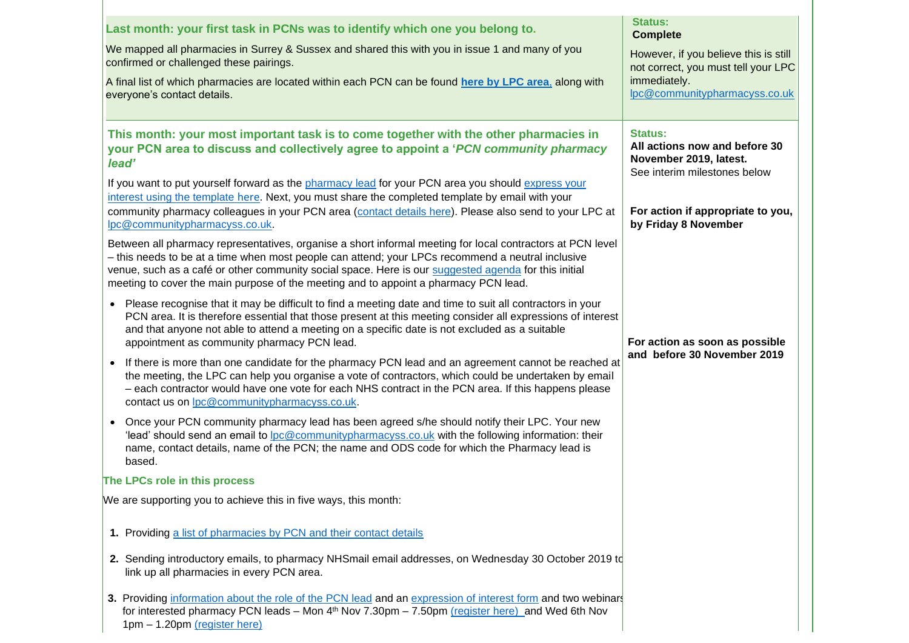| | |
|---|---|
| **Last month: your first task in PCNs was to identify which one you belong to.**<br><br>We mapped all pharmacies in Surrey & Sussex and shared this with you in issue 1 and many of you confirmed or challenged these pairings.<br><br>A final list of which pharmacies are located within each PCN can be found **here by LPC area**, along with everyone's contact details. | **Status:**<br>**Complete**<br><br>However, if you believe this is still not correct, you must tell your LPC immediately.<br>lpc@communitypharmacyss.co.uk |
| **This month: your most important task is to come together with the other pharmacies in your PCN area to discuss and collectively agree to appoint a '*PCN community pharmacy lead*'**<br><br>If you want to put yourself forward as the pharmacy lead for your PCN area you should express your interest using the template here. Next, you must share the completed template by email with your community pharmacy colleagues in your PCN area (contact details here). Please also send to your LPC at lpc@communitypharmacyss.co.uk.<br><br>Between all pharmacy representatives, organise a short informal meeting for local contractors at PCN level – this needs to be at a time when most people can attend; your LPCs recommend a neutral inclusive venue, such as a café or other community social space. Here is our suggested agenda for this initial meeting to cover the main purpose of the meeting and to appoint a pharmacy PCN lead.<br><br>• Please recognise that it may be difficult to find a meeting date and time to suit all contractors in your PCN area. It is therefore essential that those present at this meeting consider all expressions of interest and that anyone not able to attend a meeting on a specific date is not excluded as a suitable appointment as community pharmacy PCN lead.<br>• If there is more than one candidate for the pharmacy PCN lead and an agreement cannot be reached at the meeting, the LPC can help you organise a vote of contractors, which could be undertaken by email – each contractor would have one vote for each NHS contract in the PCN area. If this happens please contact us on lpc@communitypharmacyss.co.uk.<br>• Once your PCN community pharmacy lead has been agreed s/he should notify their LPC. Your new 'lead' should send an email to lpc@communitypharmacyss.co.uk with the following information: their name, contact details, name of the PCN; the name and ODS code for which the Pharmacy lead is based.<br><br>**The LPCs role in this process**<br><br>We are supporting you to achieve this in five ways, this month:<br><br>**1.** Providing a list of pharmacies by PCN and their contact details<br>**2.** Sending introductory emails, to pharmacy NHSmail email addresses, on Wednesday 30 October 2019 to link up all pharmacies in every PCN area.<br>**3.** Providing information about the role of the PCN lead and an expression of interest form and two webinars for interested pharmacy PCN leads – Mon 4th Nov 7.30pm – 7.50pm (register here) and Wed 6th Nov 1pm – 1.20pm (register here) | **Status:**<br>**All actions now and before 30 November 2019, latest.**<br>See interim milestones below<br><br>**For action if appropriate to you, by Friday 8 November**<br><br>**For action as soon as possible and before 30 November 2019** |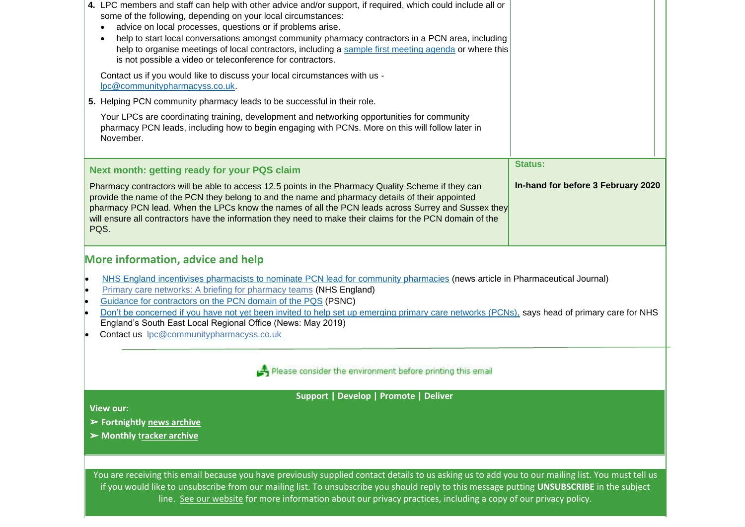4. LPC members and staff can help with other advice and/or support, if required, which could include all or some of the following, depending on your local circumstances:
   - advice on local processes, questions or if problems arise.
   - help to start local conversations amongst community pharmacy contractors in a PCN area, including help to organise meetings of local contractors, including a sample first meeting agenda or where this is not possible a video or teleconference for contractors.

   Contact us if you would like to discuss your local circumstances with us - lpc@communitypharmacyss.co.uk.

5. Helping PCN community pharmacy leads to be successful in their role.

   Your LPCs are coordinating training, development and networking opportunities for community pharmacy PCN leads, including how to begin engaging with PCNs. More on this will follow later in November.

| | |
|---|---|
| **Next month: getting ready for your PQS claim**<br><br>Pharmacy contractors will be able to access 12.5 points in the Pharmacy Quality Scheme if they can provide the name of the PCN they belong to and the name and pharmacy details of their appointed pharmacy PCN lead. When the LPCs know the names of all the PCN leads across Surrey and Sussex they will ensure all contractors have the information they need to make their claims for the PCN domain of the PQS. | **Status:**<br><br>**In-hand for before 3 February 2020** |

## More information, advice and help

- NHS England incentivises pharmacists to nominate PCN lead for community pharmacies (news article in Pharmaceutical Journal)
- Primary care networks: A briefing for pharmacy teams (NHS England)
- Guidance for contractors on the PCN domain of the PQS (PSNC)
- Don't be concerned if you have not yet been invited to help set up emerging primary care networks (PCNs), says head of primary care for NHS England's South East Local Regional Office (News: May 2019)
- Contact us lpc@communitypharmacyss.co.uk

Please consider the environment before printing this email

**Support | Develop | Promote | Deliver**

**View our:**

➢ **Fortnightly news archive**

➢ **Monthly tracker archive**

You are receiving this email because you have previously supplied contact details to us asking us to add you to our mailing list. You must tell us if you would like to unsubscribe from our mailing list. To unsubscribe you should reply to this message putting **UNSUBSCRIBE** in the subject line. See our website for more information about our privacy practices, including a copy of our privacy policy.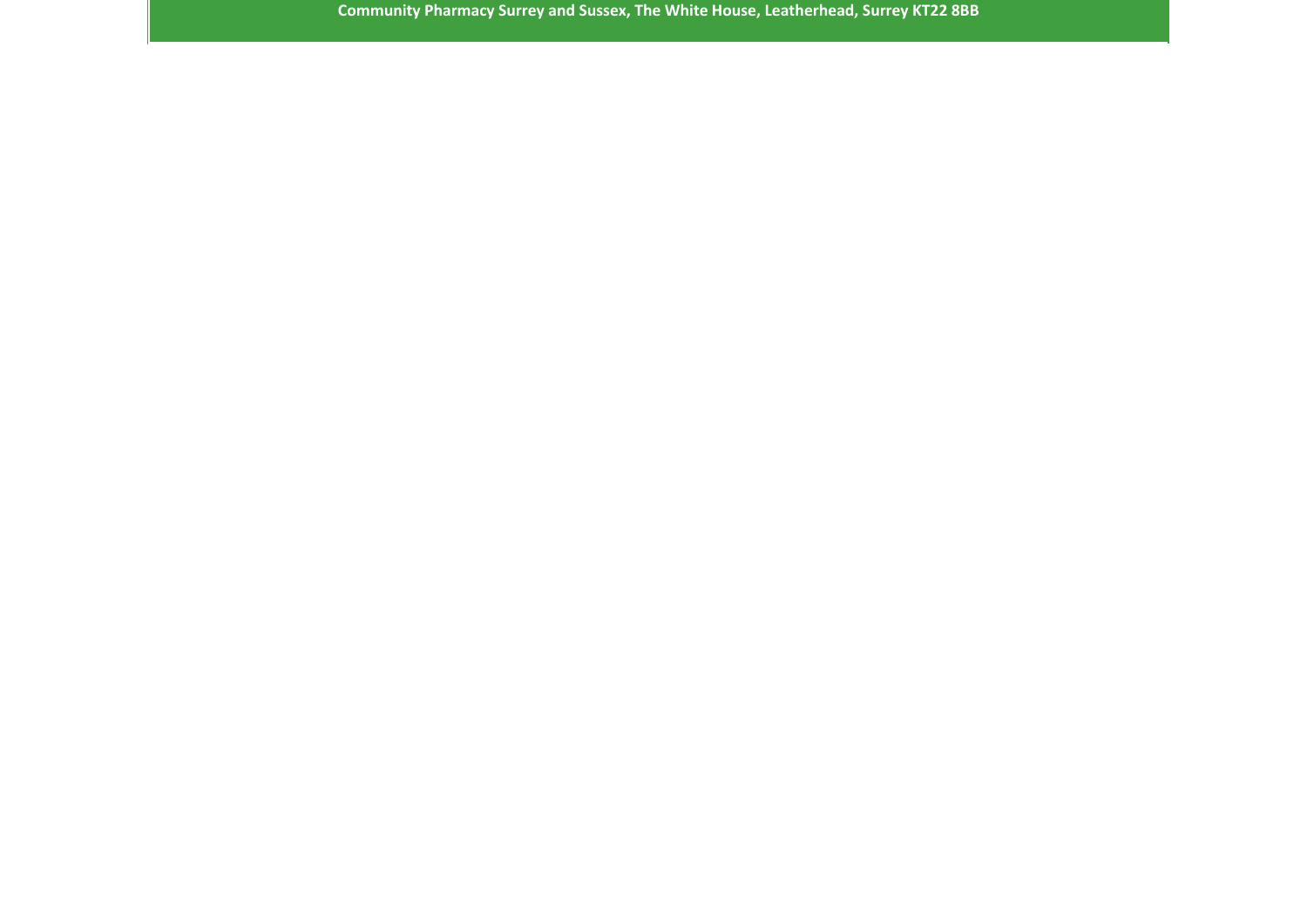**Community Pharmacy Surrey and Sussex, The White House, Leatherhead, Surrey KT22 8BB**